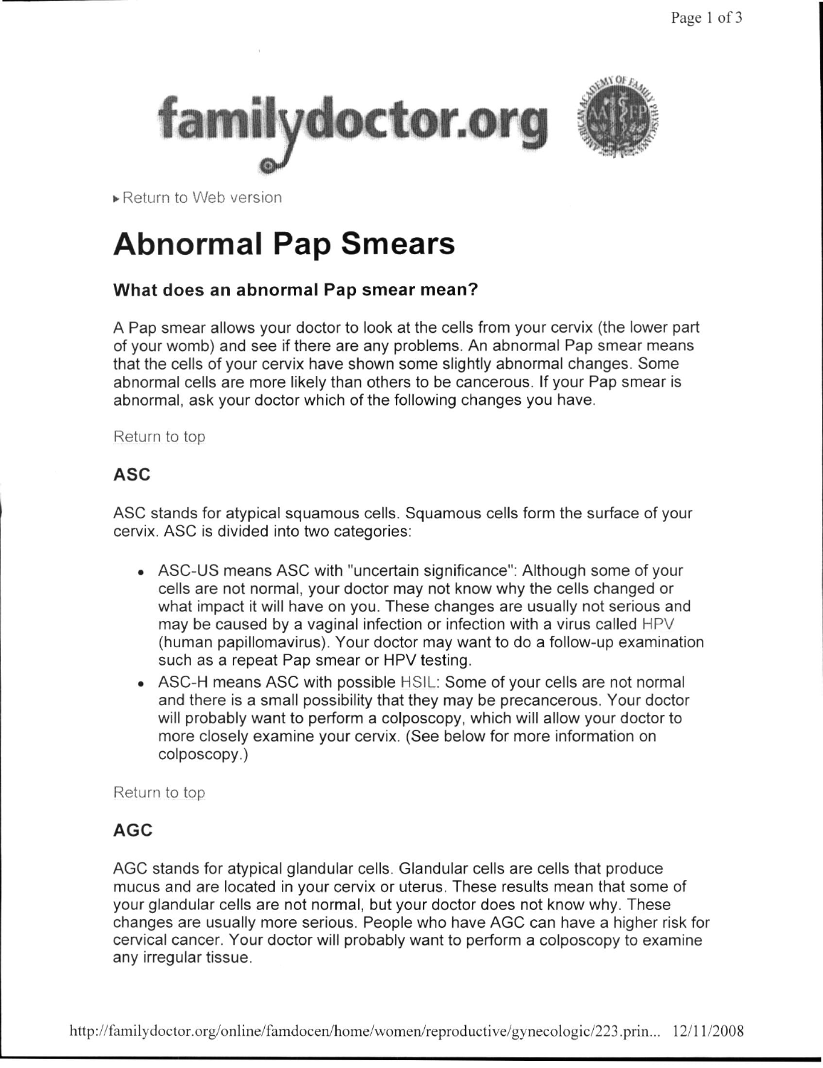familydoctor.org

▸ Return to Web version

# Abnormal Pap Smears

### What does an abnormal Pap smear mean?

A Pap smear allows your doctor to look at the cells from your cervix (the lower part of your womb) and see if there are any problems. An abnormal Pap smear means that the cells of your cervix have shown some slightly abnormal changes. Some abnormal cells are more likely than others to be cancerous. If your Pap smear is abnormal, ask your doctor which of the following changes you have.

Return to top

### ASC

ASC stands for atypical squamous cells. Squamous cells form the surface of your cervix. ASC is divided into two categories:

- ASC-US means ASC with "uncertain significance": Although some of your cells are not normal, your doctor may not know why the cells changed or what impact it will have on you. These changes are usually not serious and may be caused by a vaginal infection or infection with a virus called HPV (human papillomavirus). Your doctor may want to do a follow-up examination such as a repeat Pap smear or HPV testing.
- ASC-H means ASC with possible HSIL: Some of your cells are not normal and there is a small possibility that they may be precancerous. Your doctor will probably want to perform a colposcopy, which will allow your doctor to more closely examine your cervix. (See below for more information on colposcopy.)

Return to top

### AGC

AGC stands for atypical glandular cells. Glandular cells are cells that produce mucus and are located in your cervix or uterus. These results mean that some of your glandular cells are not normal, but your doctor does not know why. These changes are usually more serious. People who have AGC can have a higher risk for cervical cancer. Your doctor will probably want to perform a colposcopy to examine any irregular tissue.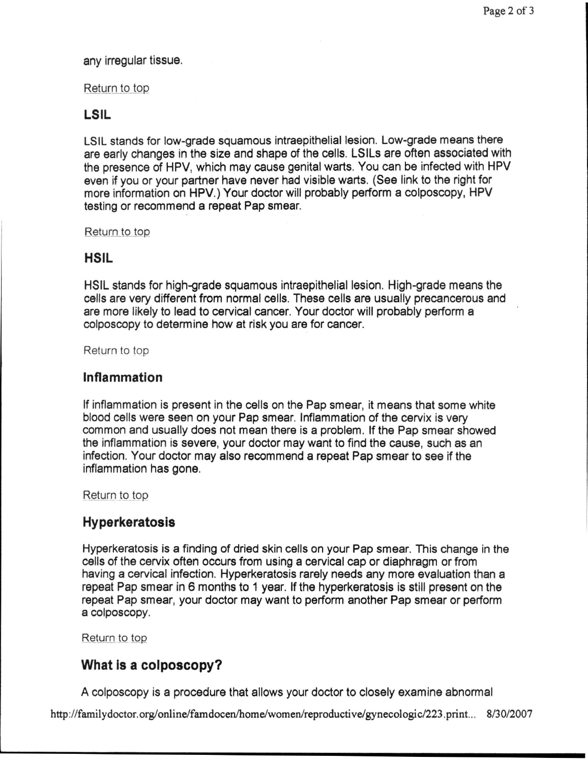any irregular tissue.

Return to top

## LSIL

LSIL stands for low-grade squamous intraepithelial lesion. Low-grade means there are early changes in the size and shape of the cells. LSILs are often associated with the presence of HPV, which may cause genital warts. You can be infected with HPV even if you or your partner have never had visible warts. (See link to the right for more information on HPV.) Your doctor will probably perform a colposcopy, HPV testing or recommend a repeat Pap smear.

Return to top

## HSIL

HSIL stands for high-grade squamous intraepithelial lesion. High-grade means the cells are very different from normal cells. These cells are usually precancerous and are more likely to lead to cervical cancer. Your doctor will probably perform a colposcopy to determine how at risk you are for cancer.

Return to top

## Inflammation

If inflammation is present in the cells on the Pap smear, it means that some white blood cells were seen on your Pap smear. Inflammation of the cervix is very common and usually does not mean there is a problem. If the Pap smear showed the inflammation is severe, your doctor may want to find the cause, such as an infection. Your doctor may also recommend a repeat Pap smear to see if the inflammation has gone.

Return to top

## Hyperkeratosis

Hyperkeratosis is a finding of dried skin cells on your Pap smear. This change in the cells of the cervix often occurs from using a cervical cap or diaphragm or from having a cervical infection. Hyperkeratosis rarely needs any more evaluation than a repeat Pap smear in 6 months to 1 year. If the hyperkeratosis is still present on the repeat Pap smear, your doctor may want to perform another Pap smear or perform a colposcopy.

Return to top

## What is a colposcopy?

A colposcopy is a procedure that allows your doctor to closely examine abnormal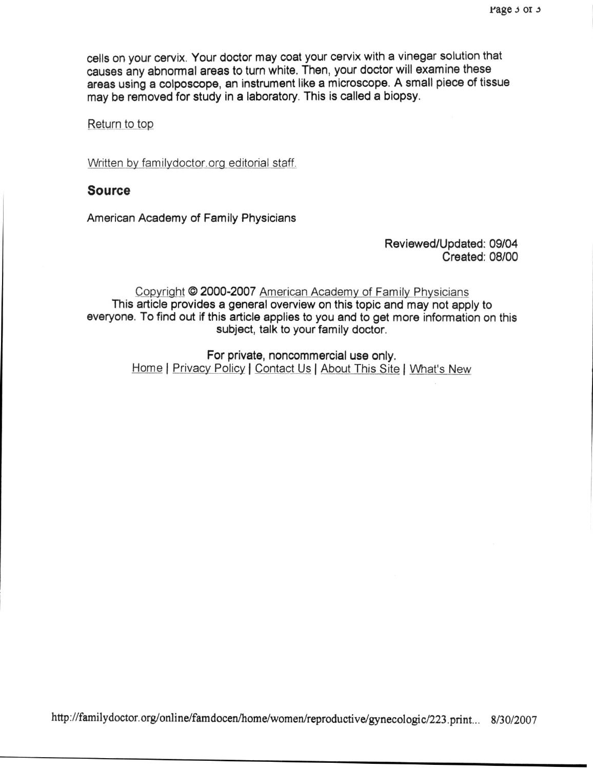cells on your cervix. Your doctor may coat your cervix with a vinegar solution that causes any abnormal areas to turn white. Then, your doctor will examine these areas using a colposcope, an instrument like a microscope. A small piece of tissue may be removed for study in a laboratory. This is called a biopsy.

Return to top

Written by familydoctor.org editorial staff.

## Source

American Academy of Family Physicians

Reviewed/Updated: 09/04
Created: 08/00

Copyright © 2000-2007 American Academy of Family Physicians
This article provides a general overview on this topic and may not apply to everyone. To find out if this article applies to you and to get more information on this subject, talk to your family doctor.

For private, noncommercial use only.
Home | Privacy Policy | Contact Us | About This Site | What's New